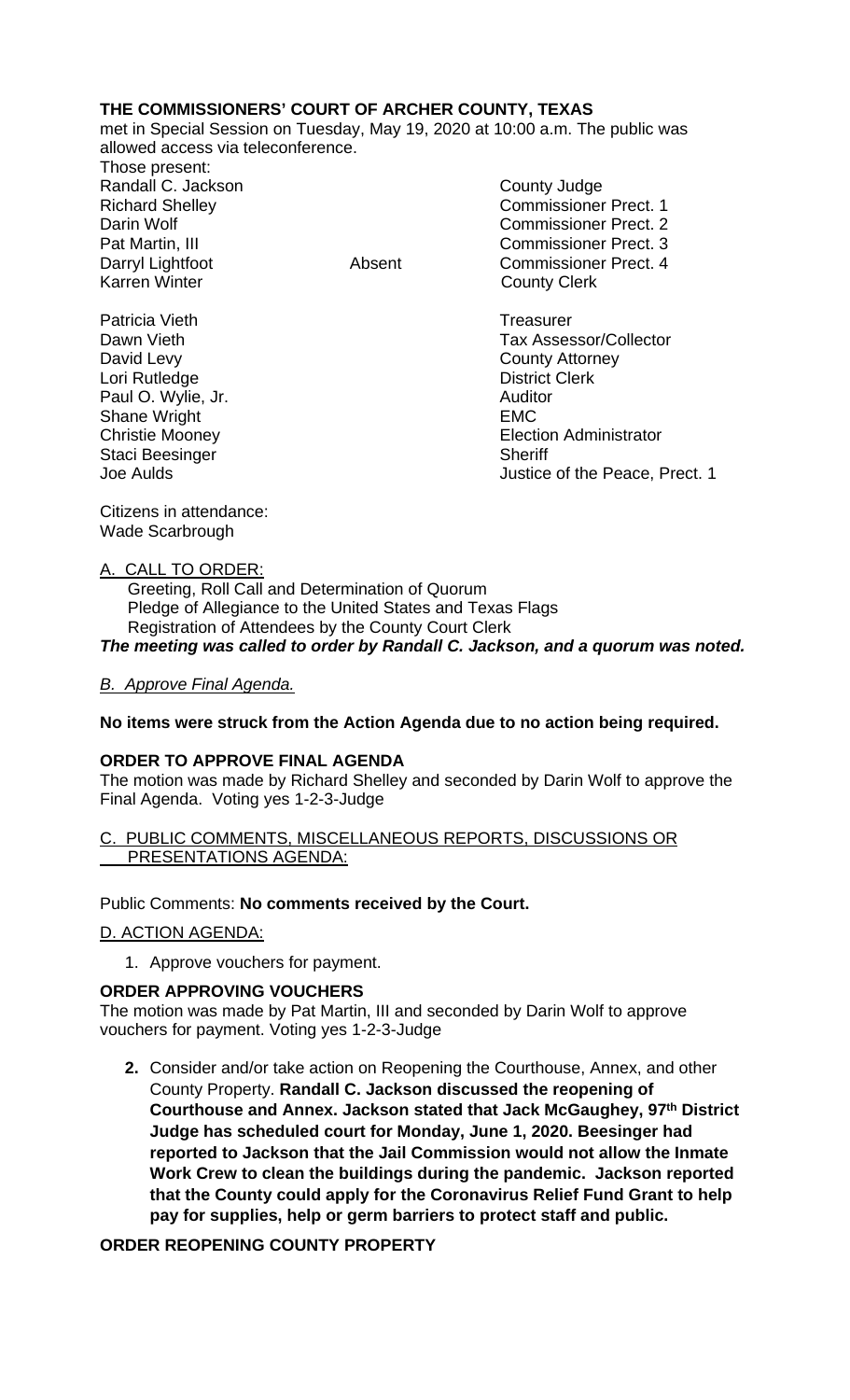**THE COMMISSIONERS' COURT OF ARCHER COUNTY, TEXAS**

met in Special Session on Tuesday, May 19, 2020 at 10:00 a.m. The public was allowed access via teleconference.

Those present:

| | | |
|---|---|---|
| Randall C. Jackson | | County Judge |
| Richard Shelley | | Commissioner Prect. 1 |
| Darin Wolf | | Commissioner Prect. 2 |
| Pat Martin, III | | Commissioner Prect. 3 |
| Darryl Lightfoot | Absent | Commissioner Prect. 4 |
| Karren Winter | | County Clerk |
| | | |
| Patricia Vieth | | Treasurer |
| Dawn Vieth | | Tax Assessor/Collector |
| David Levy | | County Attorney |
| Lori Rutledge | | District Clerk |
| Paul O. Wylie, Jr. | | Auditor |
| Shane Wright | | EMC |
| Christie Mooney | | Election Administrator |
| Staci Beesinger | | Sheriff |
| Joe Aulds | | Justice of the Peace, Prect. 1 |

Citizens in attendance:
Wade Scarbrough

A. CALL TO ORDER:

Greeting, Roll Call and Determination of Quorum
Pledge of Allegiance to the United States and Texas Flags
Registration of Attendees by the County Court Clerk

***The meeting was called to order by Randall C. Jackson, and a quorum was noted.***

*B. Approve Final Agenda.*

**No items were struck from the Action Agenda due to no action being required.**

**ORDER TO APPROVE FINAL AGENDA**

The motion was made by Richard Shelley and seconded by Darin Wolf to approve the Final Agenda. Voting yes 1-2-3-Judge

C. PUBLIC COMMENTS, MISCELLANEOUS REPORTS, DISCUSSIONS OR PRESENTATIONS AGENDA:

Public Comments: **No comments received by the Court.**

D. ACTION AGENDA:

1. Approve vouchers for payment.

**ORDER APPROVING VOUCHERS**

The motion was made by Pat Martin, III and seconded by Darin Wolf to approve vouchers for payment. Voting yes 1-2-3-Judge

2. Consider and/or take action on Reopening the Courthouse, Annex, and other County Property. **Randall C. Jackson discussed the reopening of Courthouse and Annex. Jackson stated that Jack McGaughey, 97th District Judge has scheduled court for Monday, June 1, 2020. Beesinger had reported to Jackson that the Jail Commission would not allow the Inmate Work Crew to clean the buildings during the pandemic. Jackson reported that the County could apply for the Coronavirus Relief Fund Grant to help pay for supplies, help or germ barriers to protect staff and public.**

**ORDER REOPENING COUNTY PROPERTY**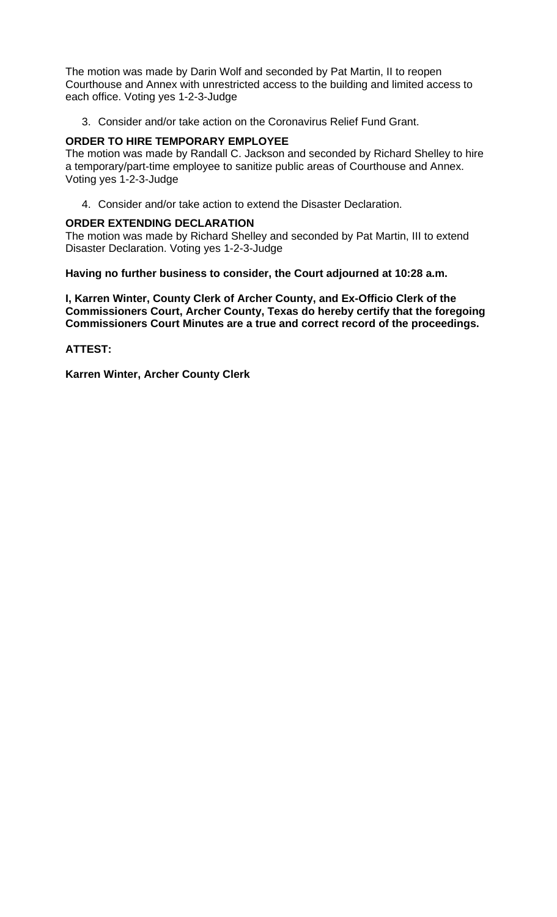The motion was made by Darin Wolf and seconded by Pat Martin, II to reopen Courthouse and Annex with unrestricted access to the building and limited access to each office. Voting yes 1-2-3-Judge

3. Consider and/or take action on the Coronavirus Relief Fund Grant.

**ORDER TO HIRE TEMPORARY EMPLOYEE**

The motion was made by Randall C. Jackson and seconded by Richard Shelley to hire a temporary/part-time employee to sanitize public areas of Courthouse and Annex. Voting yes 1-2-3-Judge

4. Consider and/or take action to extend the Disaster Declaration.

**ORDER EXTENDING DECLARATION**

The motion was made by Richard Shelley and seconded by Pat Martin, III to extend Disaster Declaration. Voting yes 1-2-3-Judge

**Having no further business to consider, the Court adjourned at 10:28 a.m.**

**I, Karren Winter, County Clerk of Archer County, and Ex-Officio Clerk of the Commissioners Court, Archer County, Texas do hereby certify that the foregoing Commissioners Court Minutes are a true and correct record of the proceedings.**

**ATTEST:**

**Karren Winter, Archer County Clerk**